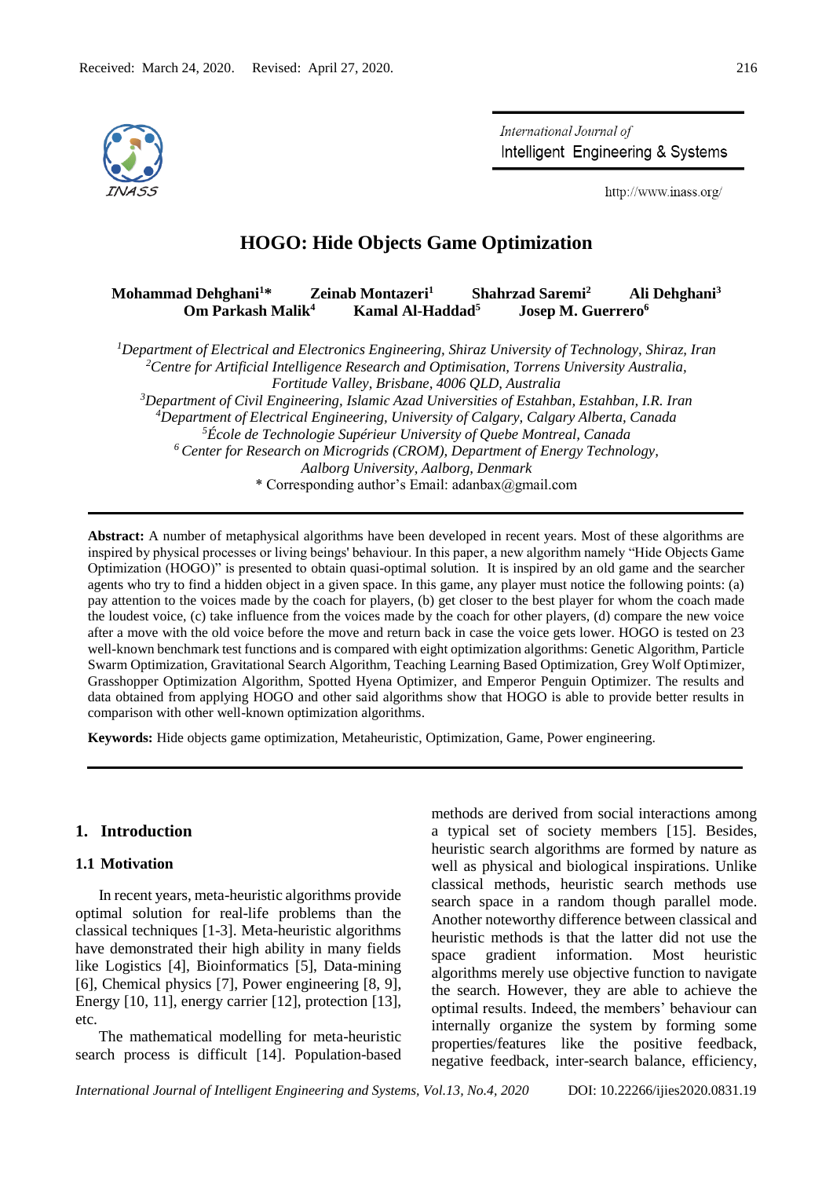Received: March 24, 2020. Revised: April 27, 2020.

# HOGO: Hide Objects Game Optimization

**Mohammad Dehghani[1]\* Zeinab Montazeri[1] Shahrzad Saremi[2] Ali Dehghani[3] Om Parkash Malik[4] Kamal Al-Haddad[5] Josep M. Guerrero[6]**

[1]*Department of Electrical and Electronics Engineering, Shiraz University of Technology, Shiraz, Iran*
[2]*Centre for Artificial Intelligence Research and Optimisation, Torrens University Australia, Fortitude Valley, Brisbane, 4006 QLD, Australia*
[3]*Department of Civil Engineering, Islamic Azad Universities of Estahban, Estahban, I.R. Iran*
[4]*Department of Electrical Engineering, University of Calgary, Calgary Alberta, Canada*
[5]*École de Technologie Supérieur University of Quebe Montreal, Canada*
[6]*Center for Research on Microgrids (CROM), Department of Energy Technology, Aalborg University, Aalborg, Denmark*
\* Corresponding author's Email: adanbax@gmail.com

**Abstract:** A number of metaphysical algorithms have been developed in recent years. Most of these algorithms are inspired by physical processes or living beings' behaviour. In this paper, a new algorithm namely "Hide Objects Game Optimization (HOGO)" is presented to obtain quasi-optimal solution. It is inspired by an old game and the searcher agents who try to find a hidden object in a given space. In this game, any player must notice the following points: (a) pay attention to the voices made by the coach for players, (b) get closer to the best player for whom the coach made the loudest voice, (c) take influence from the voices made by the coach for other players, (d) compare the new voice after a move with the old voice before the move and return back in case the voice gets lower. HOGO is tested on 23 well-known benchmark test functions and is compared with eight optimization algorithms: Genetic Algorithm, Particle Swarm Optimization, Gravitational Search Algorithm, Teaching Learning Based Optimization, Grey Wolf Optimizer, Grasshopper Optimization Algorithm, Spotted Hyena Optimizer, and Emperor Penguin Optimizer. The results and data obtained from applying HOGO and other said algorithms show that HOGO is able to provide better results in comparison with other well-known optimization algorithms.

**Keywords:** Hide objects game optimization, Metaheuristic, Optimization, Game, Power engineering.

## 1. Introduction

### 1.1 Motivation

In recent years, meta-heuristic algorithms provide optimal solution for real-life problems than the classical techniques [1-3]. Meta-heuristic algorithms have demonstrated their high ability in many fields like Logistics [4], Bioinformatics [5], Data-mining [6], Chemical physics [7], Power engineering [8, 9], Energy [10, 11], energy carrier [12], protection [13], etc.

The mathematical modelling for meta-heuristic search process is difficult [14]. Population-based methods are derived from social interactions among a typical set of society members [15]. Besides, heuristic search algorithms are formed by nature as well as physical and biological inspirations. Unlike classical methods, heuristic search methods use search space in a random though parallel mode. Another noteworthy difference between classical and heuristic methods is that the latter did not use the space gradient information. Most heuristic algorithms merely use objective function to navigate the search. However, they are able to achieve the optimal results. Indeed, the members' behaviour can internally organize the system by forming some properties/features like the positive feedback, negative feedback, inter-search balance, efficiency,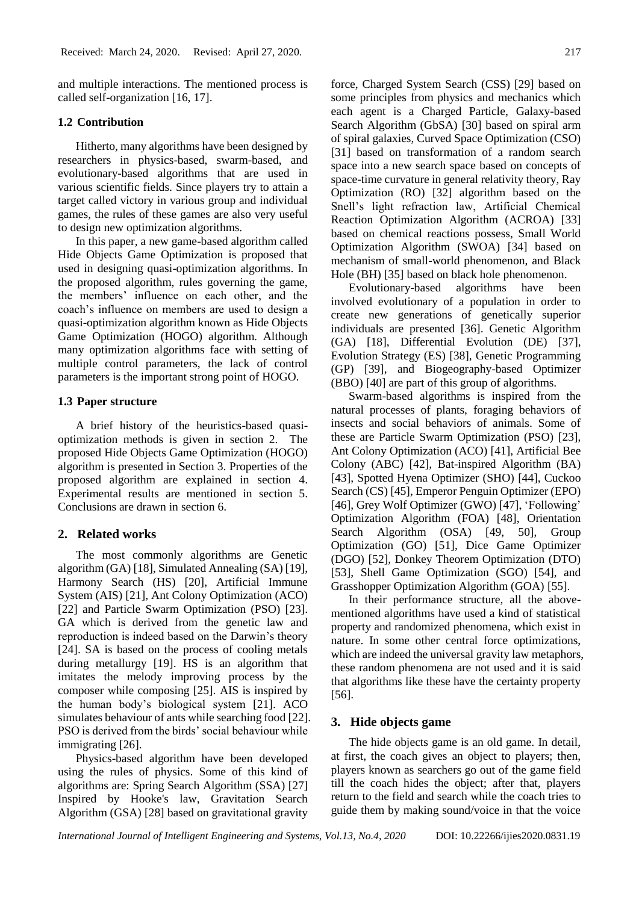and multiple interactions. The mentioned process is called self-organization [16, 17].

### 1.2 Contribution

Hitherto, many algorithms have been designed by researchers in physics-based, swarm-based, and evolutionary-based algorithms that are used in various scientific fields. Since players try to attain a target called victory in various group and individual games, the rules of these games are also very useful to design new optimization algorithms.

In this paper, a new game-based algorithm called Hide Objects Game Optimization is proposed that used in designing quasi-optimization algorithms. In the proposed algorithm, rules governing the game, the members' influence on each other, and the coach's influence on members are used to design a quasi-optimization algorithm known as Hide Objects Game Optimization (HOGO) algorithm. Although many optimization algorithms face with setting of multiple control parameters, the lack of control parameters is the important strong point of HOGO.

### 1.3 Paper structure

A brief history of the heuristics-based quasi-optimization methods is given in section 2. The proposed Hide Objects Game Optimization (HOGO) algorithm is presented in Section 3. Properties of the proposed algorithm are explained in section 4. Experimental results are mentioned in section 5. Conclusions are drawn in section 6.

## 2. Related works

The most commonly algorithms are Genetic algorithm (GA) [18], Simulated Annealing (SA) [19], Harmony Search (HS) [20], Artificial Immune System (AIS) [21], Ant Colony Optimization (ACO) [22] and Particle Swarm Optimization (PSO) [23]. GA which is derived from the genetic law and reproduction is indeed based on the Darwin's theory [24]. SA is based on the process of cooling metals during metallurgy [19]. HS is an algorithm that imitates the melody improving process by the composer while composing [25]. AIS is inspired by the human body's biological system [21]. ACO simulates behaviour of ants while searching food [22]. PSO is derived from the birds' social behaviour while immigrating [26].

Physics-based algorithm have been developed using the rules of physics. Some of this kind of algorithms are: Spring Search Algorithm (SSA) [27] Inspired by Hooke's law, Gravitation Search Algorithm (GSA) [28] based on gravitational gravity force, Charged System Search (CSS) [29] based on some principles from physics and mechanics which each agent is a Charged Particle, Galaxy-based Search Algorithm (GbSA) [30] based on spiral arm of spiral galaxies, Curved Space Optimization (CSO) [31] based on transformation of a random search space into a new search space based on concepts of space-time curvature in general relativity theory, Ray Optimization (RO) [32] algorithm based on the Snell's light refraction law, Artificial Chemical Reaction Optimization Algorithm (ACROA) [33] based on chemical reactions possess, Small World Optimization Algorithm (SWOA) [34] based on mechanism of small-world phenomenon, and Black Hole (BH) [35] based on black hole phenomenon.

Evolutionary-based algorithms have been involved evolutionary of a population in order to create new generations of genetically superior individuals are presented [36]. Genetic Algorithm (GA) [18], Differential Evolution (DE) [37], Evolution Strategy (ES) [38], Genetic Programming (GP) [39], and Biogeography-based Optimizer (BBO) [40] are part of this group of algorithms.

Swarm-based algorithms is inspired from the natural processes of plants, foraging behaviors of insects and social behaviors of animals. Some of these are Particle Swarm Optimization (PSO) [23], Ant Colony Optimization (ACO) [41], Artificial Bee Colony (ABC) [42], Bat-inspired Algorithm (BA) [43], Spotted Hyena Optimizer (SHO) [44], Cuckoo Search (CS) [45], Emperor Penguin Optimizer (EPO) [46], Grey Wolf Optimizer (GWO) [47], 'Following' Optimization Algorithm (FOA) [48], Orientation Search Algorithm (OSA) [49, 50], Group Optimization (GO) [51], Dice Game Optimizer (DGO) [52], Donkey Theorem Optimization (DTO) [53], Shell Game Optimization (SGO) [54], and Grasshopper Optimization Algorithm (GOA) [55].

In their performance structure, all the above-mentioned algorithms have used a kind of statistical property and randomized phenomena, which exist in nature. In some other central force optimizations, which are indeed the universal gravity law metaphors, these random phenomena are not used and it is said that algorithms like these have the certainty property [56].

## 3. Hide objects game

The hide objects game is an old game. In detail, at first, the coach gives an object to players; then, players known as searchers go out of the game field till the coach hides the object; after that, players return to the field and search while the coach tries to guide them by making sound/voice in that the voice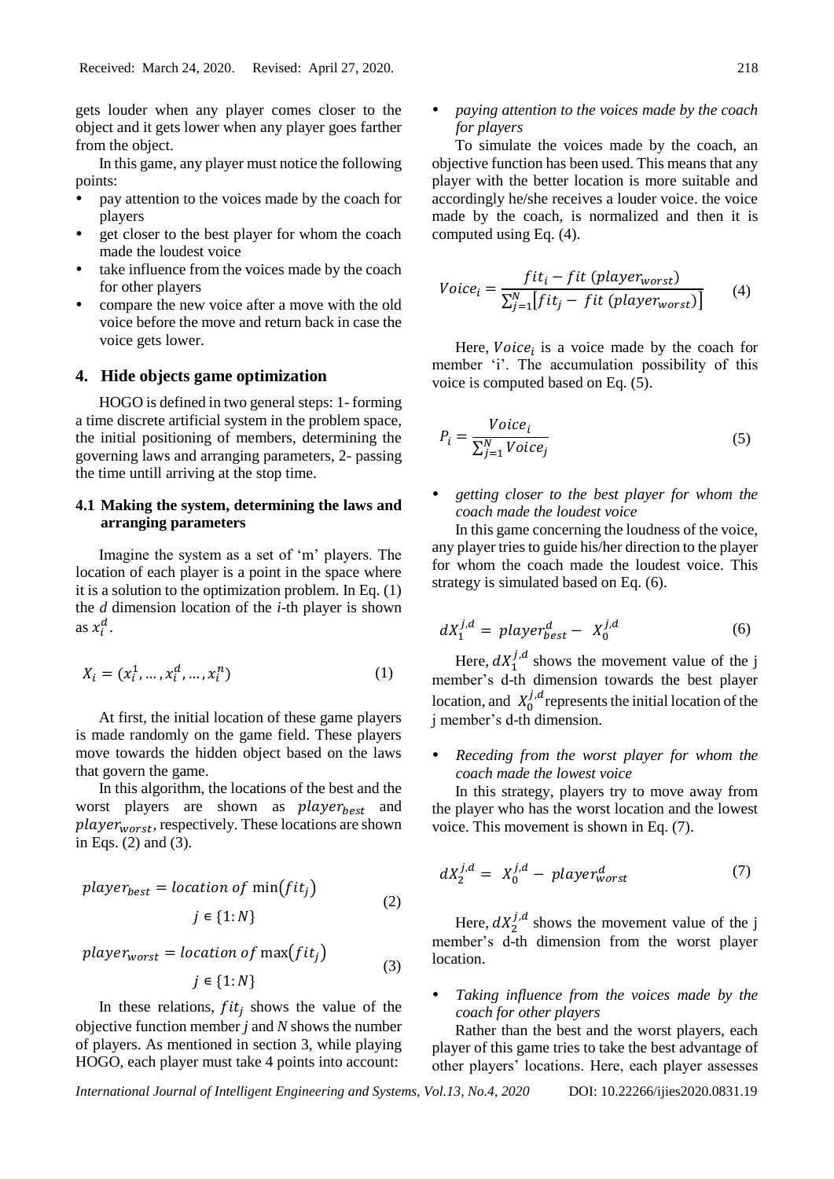gets louder when any player comes closer to the object and it gets lower when any player goes farther from the object.

In this game, any player must notice the following points:

- pay attention to the voices made by the coach for players
- get closer to the best player for whom the coach made the loudest voice
- take influence from the voices made by the coach for other players
- compare the new voice after a move with the old voice before the move and return back in case the voice gets lower.

## 4. Hide objects game optimization

HOGO is defined in two general steps: 1- forming a time discrete artificial system in the problem space, the initial positioning of members, determining the governing laws and arranging parameters, 2- passing the time untill arriving at the stop time.

### 4.1 Making the system, determining the laws and arranging parameters

Imagine the system as a set of 'm' players. The location of each player is a point in the space where it is a solution to the optimization problem. In Eq. (1) the *d* dimension location of the *i*-th player is shown as $x_i^d$.

$$X_i = (x_i^1, \ldots, x_i^d, \ldots, x_i^n) \tag{1}$$

At first, the initial location of these game players is made randomly on the game field. These players move towards the hidden object based on the laws that govern the game.

In this algorithm, the locations of the best and the worst players are shown as $player_{best}$ and $player_{worst}$, respectively. These locations are shown in Eqs. (2) and (3).

$$player_{best} = location\ of\ \min(fit_j) \quad j \in \{1{:}N\} \tag{2}$$

$$player_{worst} = location\ of\ \max(fit_j) \quad j \in \{1{:}N\} \tag{3}$$

In these relations, $fit_j$ shows the value of the objective function member *j* and *N* shows the number of players. As mentioned in section 3, while playing HOGO, each player must take 4 points into account:

- *paying attention to the voices made by the coach for players*

To simulate the voices made by the coach, an objective function has been used. This means that any player with the better location is more suitable and accordingly he/she receives a louder voice. the voice made by the coach, is normalized and then it is computed using Eq. (4).

$$Voice_i = \frac{fit_i - fit\ (player_{worst})}{\sum_{j=1}^{N}[fit_j - fit\ (player_{worst})]} \tag{4}$$

Here, $Voice_i$ is a voice made by the coach for member 'i'. The accumulation possibility of this voice is computed based on Eq. (5).

$$P_i = \frac{Voice_i}{\sum_{j=1}^{N} Voice_j} \tag{5}$$

- *getting closer to the best player for whom the coach made the loudest voice*

In this game concerning the loudness of the voice, any player tries to guide his/her direction to the player for whom the coach made the loudest voice. This strategy is simulated based on Eq. (6).

$$dX_1^{j,d} = player_{best}^d - X_0^{j,d} \tag{6}$$

Here, $dX_1^{j,d}$ shows the movement value of the j member's d-th dimension towards the best player location, and $X_0^{j,d}$ represents the initial location of the j member's d-th dimension.

- *Receding from the worst player for whom the coach made the lowest voice*

In this strategy, players try to move away from the player who has the worst location and the lowest voice. This movement is shown in Eq. (7).

$$dX_2^{j,d} = X_0^{j,d} - player_{worst}^d \tag{7}$$

Here, $dX_2^{j,d}$ shows the movement value of the j member's d-th dimension from the worst player location.

- *Taking influence from the voices made by the coach for other players*

Rather than the best and the worst players, each player of this game tries to take the best advantage of other players' locations. Here, each player assesses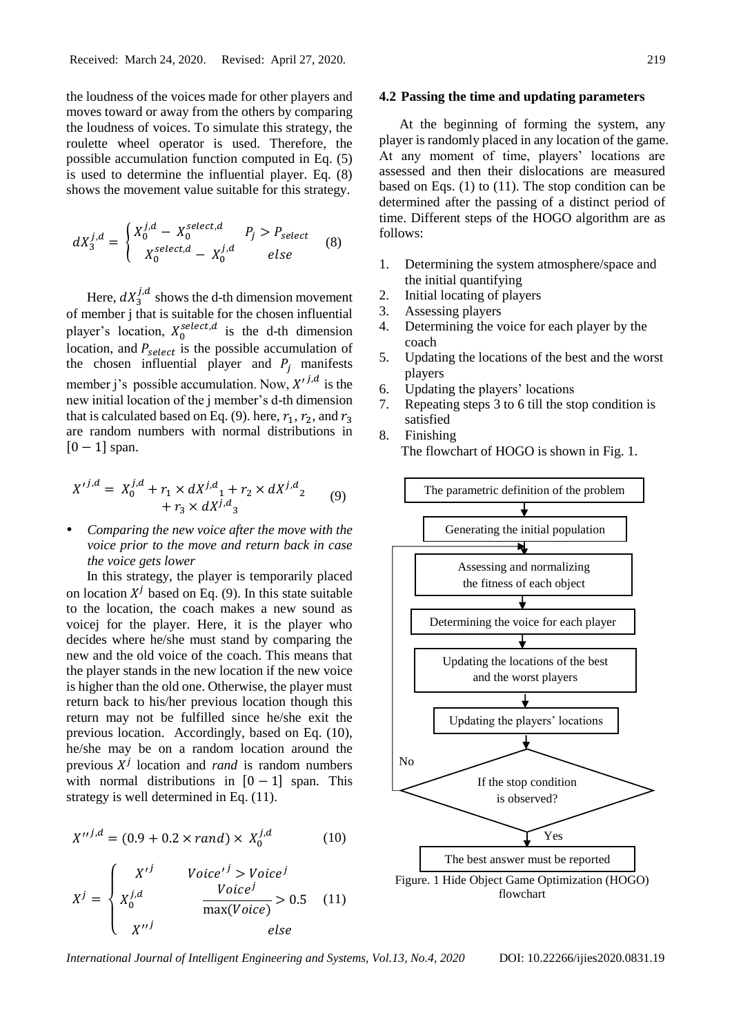the loudness of the voices made for other players and moves toward or away from the others by comparing the loudness of voices. To simulate this strategy, the roulette wheel operator is used. Therefore, the possible accumulation function computed in Eq. (5) is used to determine the influential player. Eq. (8) shows the movement value suitable for this strategy.

$$dX_3^{j,d} = \begin{cases} X_0^{j,d} - X_0^{select,d} & P_j > P_{select} \\ X_0^{select,d} - X_0^{j,d} & else \end{cases} \quad (8)$$

Here, $dX_3^{j,d}$ shows the d-th dimension movement of member j that is suitable for the chosen influential player's location, $X_0^{select,d}$ is the d-th dimension location, and $P_{select}$ is the possible accumulation of the chosen influential player and $P_j$ manifests member j's possible accumulation. Now, $X'^{j,d}$ is the new initial location of the j member's d-th dimension that is calculated based on Eq. (9). here, $r_1, r_2$, and $r_3$ are random numbers with normal distributions in $[0-1]$ span.

$$X'^{j,d} = X_0^{j,d} + r_1 \times dX^{j,d}{}_1 + r_2 \times dX^{j,d}{}_2 + r_3 \times dX^{j,d}{}_3 \quad (9)$$

- *Comparing the new voice after the move with the voice prior to the move and return back in case the voice gets lower*

In this strategy, the player is temporarily placed on location $X^j$ based on Eq. (9). In this state suitable to the location, the coach makes a new sound as voicej for the player. Here, it is the player who decides where he/she must stand by comparing the new and the old voice of the coach. This means that the player stands in the new location if the new voice is higher than the old one. Otherwise, the player must return back to his/her previous location though this return may not be fulfilled since he/she exit the previous location. Accordingly, based on Eq. (10), he/she may be on a random location around the previous $X^j$ location and *rand* is random numbers with normal distributions in $[0-1]$ span. This strategy is well determined in Eq. (11).

$$X''^{j,d} = (0.9 + 0.2 \times rand) \times X_0^{j,d} \quad (10)$$

$$X^j = \begin{cases} X'^j & Voice'^j > Voice^j \\ X_0^{j,d} & \dfrac{Voice^j}{\max(Voice)} > 0.5 \\ X''^j & else \end{cases} \quad (11)$$

### 4.2 Passing the time and updating parameters

At the beginning of forming the system, any player is randomly placed in any location of the game. At any moment of time, players' locations are assessed and then their dislocations are measured based on Eqs. (1) to (11). The stop condition can be determined after the passing of a distinct period of time. Different steps of the HOGO algorithm are as follows:

1. Determining the system atmosphere/space and the initial quantifying
2. Initial locating of players
3. Assessing players
4. Determining the voice for each player by the coach
5. Updating the locations of the best and the worst players
6. Updating the players' locations
7. Repeating steps 3 to 6 till the stop condition is satisfied
8. Finishing

The flowchart of HOGO is shown in Fig. 1.

The parametric definition of the problem → Generating the initial population → Assessing and normalizing the fitness of each object → Determining the voice for each player → Updating the locations of the best and the worst players → Updating the players' locations → If the stop condition is observed? (No: back to assessing; Yes:) → The best answer must be reported

Figure. 1 Hide Object Game Optimization (HOGO) flowchart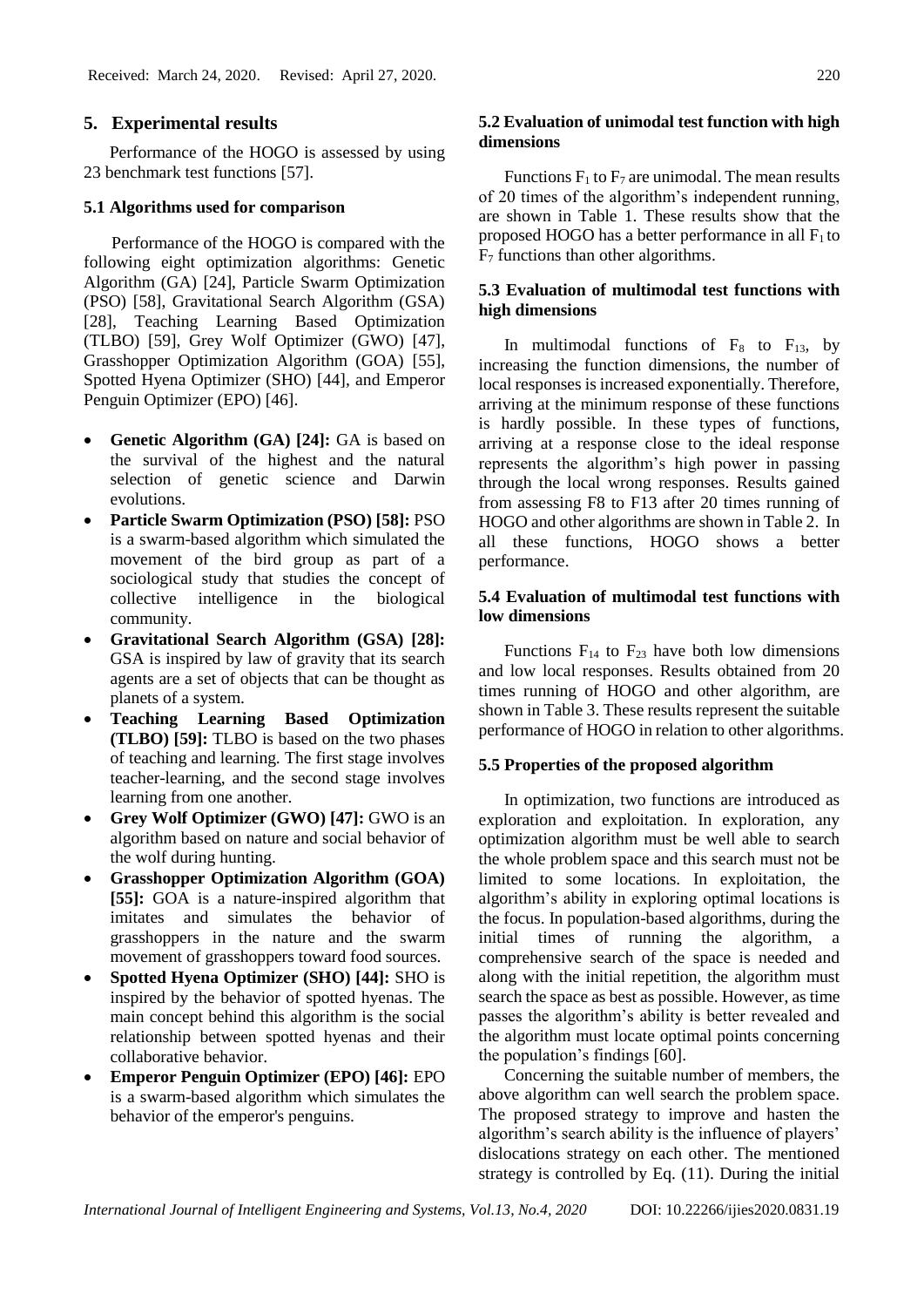## 5. Experimental results

Performance of the HOGO is assessed by using 23 benchmark test functions [57].

### 5.1 Algorithms used for comparison

Performance of the HOGO is compared with the following eight optimization algorithms: Genetic Algorithm (GA) [24], Particle Swarm Optimization (PSO) [58], Gravitational Search Algorithm (GSA) [28], Teaching Learning Based Optimization (TLBO) [59], Grey Wolf Optimizer (GWO) [47], Grasshopper Optimization Algorithm (GOA) [55], Spotted Hyena Optimizer (SHO) [44], and Emperor Penguin Optimizer (EPO) [46].

- **Genetic Algorithm (GA) [24]:** GA is based on the survival of the highest and the natural selection of genetic science and Darwin evolutions.
- **Particle Swarm Optimization (PSO) [58]:** PSO is a swarm-based algorithm which simulated the movement of the bird group as part of a sociological study that studies the concept of collective intelligence in the biological community.
- **Gravitational Search Algorithm (GSA) [28]:** GSA is inspired by law of gravity that its search agents are a set of objects that can be thought as planets of a system.
- **Teaching Learning Based Optimization (TLBO) [59]:** TLBO is based on the two phases of teaching and learning. The first stage involves teacher-learning, and the second stage involves learning from one another.
- **Grey Wolf Optimizer (GWO) [47]:** GWO is an algorithm based on nature and social behavior of the wolf during hunting.
- **Grasshopper Optimization Algorithm (GOA) [55]:** GOA is a nature-inspired algorithm that imitates and simulates the behavior of grasshoppers in the nature and the swarm movement of grasshoppers toward food sources.
- **Spotted Hyena Optimizer (SHO) [44]:** SHO is inspired by the behavior of spotted hyenas. The main concept behind this algorithm is the social relationship between spotted hyenas and their collaborative behavior.
- **Emperor Penguin Optimizer (EPO) [46]:** EPO is a swarm-based algorithm which simulates the behavior of the emperor's penguins.

### 5.2 Evaluation of unimodal test function with high dimensions

Functions $F_1$ to $F_7$ are unimodal. The mean results of 20 times of the algorithm's independent running, are shown in Table 1. These results show that the proposed HOGO has a better performance in all $F_1$ to $F_7$ functions than other algorithms.

### 5.3 Evaluation of multimodal test functions with high dimensions

In multimodal functions of $F_8$ to $F_{13}$, by increasing the function dimensions, the number of local responses is increased exponentially. Therefore, arriving at the minimum response of these functions is hardly possible. In these types of functions, arriving at a response close to the ideal response represents the algorithm's high power in passing through the local wrong responses. Results gained from assessing F8 to F13 after 20 times running of HOGO and other algorithms are shown in Table 2. In all these functions, HOGO shows a better performance.

### 5.4 Evaluation of multimodal test functions with low dimensions

Functions $F_{14}$ to $F_{23}$ have both low dimensions and low local responses. Results obtained from 20 times running of HOGO and other algorithm, are shown in Table 3. These results represent the suitable performance of HOGO in relation to other algorithms.

### 5.5 Properties of the proposed algorithm

In optimization, two functions are introduced as exploration and exploitation. In exploration, any optimization algorithm must be well able to search the whole problem space and this search must not be limited to some locations. In exploitation, the algorithm's ability in exploring optimal locations is the focus. In population-based algorithms, during the initial times of running the algorithm, a comprehensive search of the space is needed and along with the initial repetition, the algorithm must search the space as best as possible. However, as time passes the algorithm's ability is better revealed and the algorithm must locate optimal points concerning the population's findings [60].

Concerning the suitable number of members, the above algorithm can well search the problem space. The proposed strategy to improve and hasten the algorithm's search ability is the influence of players' dislocations strategy on each other. The mentioned strategy is controlled by Eq. (11). During the initial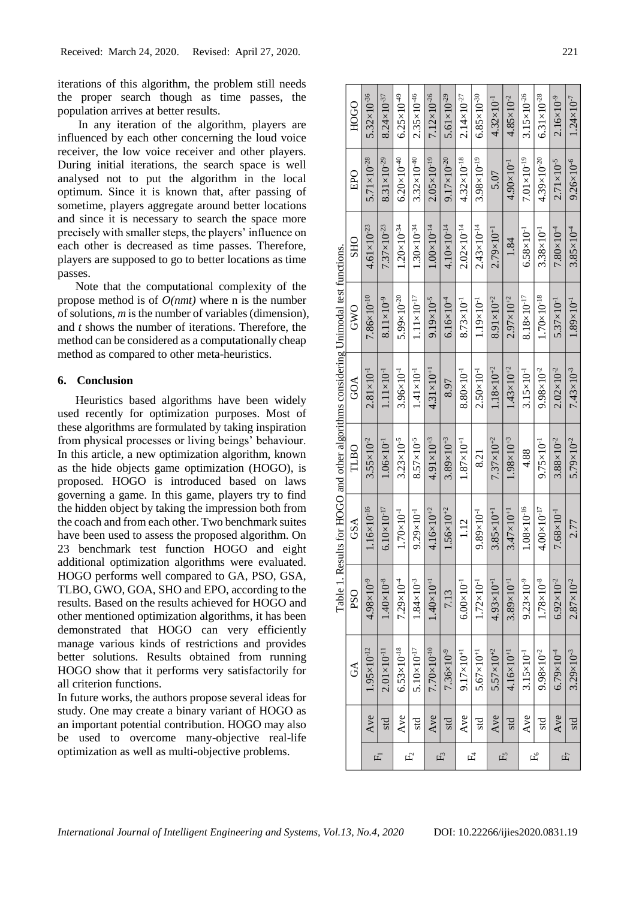iterations of this algorithm, the problem still needs the proper search though as time passes, the population arrives at better results.

In any iteration of the algorithm, players are influenced by each other concerning the loud voice receiver, the low voice receiver and other players. During initial iterations, the search space is well analysed not to put the algorithm in the local optimum. Since it is known that, after passing of sometime, players aggregate around better locations and since it is necessary to search the space more precisely with smaller steps, the players' influence on each other is decreased as time passes. Therefore, players are supposed to go to better locations as time passes.

Note that the computational complexity of the propose method is of $O(nmt)$ where n is the number of solutions, $m$ is the number of variables (dimension), and $t$ shows the number of iterations. Therefore, the method can be considered as a computationally cheap method as compared to other meta-heuristics.

## 6. Conclusion

Heuristics based algorithms have been widely used recently for optimization purposes. Most of these algorithms are formulated by taking inspiration from physical processes or living beings' behaviour. In this article, a new optimization algorithm, known as the hide objects game optimization (HOGO), is proposed. HOGO is introduced based on laws governing a game. In this game, players try to find the hidden object by taking the impression both from the coach and from each other. Two benchmark suites have been used to assess the proposed algorithm. On 23 benchmark test function HOGO and eight additional optimization algorithms were evaluated. HOGO performs well compared to GA, PSO, GSA, TLBO, GWO, GOA, SHO and EPO, according to the results. Based on the results achieved for HOGO and other mentioned optimization algorithms, it has been demonstrated that HOGO can very efficiently manage various kinds of restrictions and provides better solutions. Results obtained from running HOGO show that it performs very satisfactorily for all criterion functions.

In future works, the authors propose several ideas for study. One may create a binary variant of HOGO as an important potential contribution. HOGO may also be used to overcome many-objective real-life optimization as well as multi-objective problems.

Table 1. Results for HOGO and other algorithms considering Unimodal test functions.

| | | GA | PSO | GSA | TLBO | GOA | GWO | SHO | EPO | HOGO |
|---|---|---|---|---|---|---|---|---|---|---|
| $F_1$ | Ave | $1.95\times10^{-12}$ | $4.98\times10^{-9}$ | $1.16\times10^{-16}$ | $3.55\times10^{-2}$ | $2.81\times10^{-1}$ | $7.86\times10^{-10}$ | $4.61\times10^{-23}$ | $5.71\times10^{-28}$ | $5.32\times10^{-36}$ |
| | std | $2.01\times10^{-11}$ | $1.40\times10^{-8}$ | $6.10\times10^{-17}$ | $1.06\times10^{-1}$ | $1.11\times10^{-1}$ | $8.11\times10^{-9}$ | $7.37\times10^{-23}$ | $8.31\times10^{-29}$ | $8.24\times10^{-37}$ |
| $F_2$ | Ave | $6.53\times10^{-18}$ | $7.29\times10^{-4}$ | $1.70\times10^{-1}$ | $3.23\times10^{-5}$ | $3.96\times10^{-1}$ | $5.99\times10^{-20}$ | $1.20\times10^{-34}$ | $6.20\times10^{-40}$ | $6.25\times10^{-49}$ |
| | std | $5.10\times10^{-17}$ | $1.84\times10^{-3}$ | $9.29\times10^{-1}$ | $8.57\times10^{-5}$ | $1.41\times10^{-1}$ | $1.11\times10^{-17}$ | $1.30\times10^{-34}$ | $3.32\times10^{-40}$ | $2.35\times10^{-46}$ |
| $F_3$ | Ave | $7.70\times10^{-10}$ | $1.40\times10^{+1}$ | $4.16\times10^{+2}$ | $4.91\times10^{+3}$ | $4.31\times10^{+1}$ | $9.19\times10^{-5}$ | $1.00\times10^{-14}$ | $2.05\times10^{-19}$ | $7.12\times10^{-26}$ |
| | std | $7.36\times10^{-9}$ | 7.13 | $1.56\times10^{+2}$ | $3.89\times10^{+3}$ | 8.97 | $6.16\times10^{-4}$ | $4.10\times10^{-14}$ | $9.17\times10^{-20}$ | $5.61\times10^{-29}$ |
| $F_4$ | Ave | $9.17\times10^{+1}$ | $6.00\times10^{-1}$ | 1.12 | $1.87\times10^{+1}$ | $8.80\times10^{-1}$ | $8.73\times10^{-1}$ | $2.02\times10^{-14}$ | $4.32\times10^{-18}$ | $2.14\times10^{-27}$ |
| | std | $5.67\times10^{+1}$ | $1.72\times10^{-1}$ | $9.89\times10^{-1}$ | 8.21 | $2.50\times10^{-1}$ | $1.19\times10^{-1}$ | $2.43\times10^{-14}$ | $3.98\times10^{-19}$ | $6.85\times10^{-30}$ |
| $F_5$ | Ave | $5.57\times10^{+2}$ | $4.93\times10^{+1}$ | $3.85\times10^{+1}$ | $7.37\times10^{+2}$ | $1.18\times10^{+2}$ | $8.91\times10^{+2}$ | $2.79\times10^{+1}$ | 5.07 | $4.32\times10^{-1}$ |
| | std | $4.16\times10^{+1}$ | $3.89\times10^{+1}$ | $3.47\times10^{+1}$ | $1.98\times10^{+3}$ | $1.43\times10^{+2}$ | $2.97\times10^{+2}$ | 1.84 | $4.90\times10^{-1}$ | $4.85\times10^{-2}$ |
| $F_6$ | Ave | $3.15\times10^{-1}$ | $9.23\times10^{-9}$ | $1.08\times10^{-16}$ | 4.88 | $3.15\times10^{-1}$ | $8.18\times10^{-17}$ | $6.58\times10^{-1}$ | $7.01\times10^{-19}$ | $3.15\times10^{-26}$ |
| | std | $9.98\times10^{-2}$ | $1.78\times10^{-8}$ | $4.00\times10^{-17}$ | $9.75\times10^{-1}$ | $9.98\times10^{-2}$ | $1.70\times10^{-18}$ | $3.38\times10^{-1}$ | $4.39\times10^{-20}$ | $6.31\times10^{-28}$ |
| $F_7$ | Ave | $6.79\times10^{-4}$ | $6.92\times10^{-2}$ | $7.68\times10^{-1}$ | $3.88\times10^{-2}$ | $2.02\times10^{-2}$ | $5.37\times10^{-1}$ | $7.80\times10^{-4}$ | $2.71\times10^{-5}$ | $2.16\times10^{-9}$ |
| | std | $3.29\times10^{-3}$ | $2.87\times10^{-2}$ | 2.77 | $5.79\times10^{-2}$ | $7.43\times10^{-3}$ | $1.89\times10^{-1}$ | $3.85\times10^{-4}$ | $9.26\times10^{-6}$ | $1.24\times10^{-7}$ |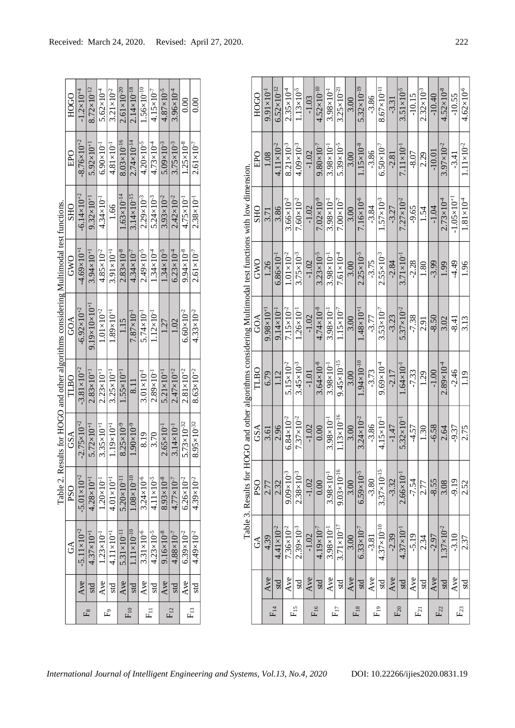Received: March 24, 2020. Revised: April 27, 2020.

Table 2. Results for HOGO and other algorithms considering Multimodal test functions.

| | | GA | PSO | GSA | TLBO | GOA | GWO | SHO | EPO | HOGO |
|---|---|---|---|---|---|---|---|---|---|---|
| $F_8$ | Ave | $-5.11\times10^{+2}$ | $-5.01\times10^{+2}$ | $-2.75\times10^{+2}$ | $-3.81\times10^{+2}$ | $-6.92\times10^{+2}$ | $-4.69\times10^{+1}$ | $-6.14\times10^{+2}$ | $-8.76\times10^{+2}$ | $-1.2\times10^{+4}$ |
| | std | $4.37\times10^{+1}$ | $4.28\times10^{+1}$ | $5.72\times10^{+1}$ | $2.83\times10^{+1}$ | $9.19\times10\times10^{+1}$ | $3.94\times10^{+1}$ | $9.32\times10^{+1}$ | $5.92\times10^{+1}$ | $8.72\times10^{-12}$ |
| $F_9$ | Ave | $1.23\times10^{-1}$ | $1.20\times10^{-1}$ | $3.35\times10^{+1}$ | $2.23\times10^{+1}$ | $1.01\times10^{+2}$ | $4.85\times10^{-2}$ | $4.34\times10^{-1}$ | $6.90\times10^{-1}$ | $5.62\times10^{-4}$ |
| | std | $4.11\times10^{+1}$ | $4.01\times10^{+1}$ | $1.19\times10^{+1}$ | $3.25\times10^{+1}$ | $1.89\times10^{+1}$ | $3.91\times10^{+1}$ | 1.66 | $4.81\times10^{-1}$ | $3.21\times10^{-2}$ |
| $F_{10}$ | Ave | $5.31\times10^{-11}$ | $5.20\times10^{-11}$ | $8.25\times10^{-9}$ | $1.55\times10^{+1}$ | 1.15 | $2.83\times10^{-8}$ | $1.63\times10^{-14}$ | $8.03\times10^{-16}$ | $2.61\times10^{-20}$ |
| | std | $1.11\times10^{-10}$ | $1.08\times10^{-10}$ | $1.90\times10^{-9}$ | 8.11 | $7.87\times10^{-1}$ | $4.34\times10^{-7}$ | $3.14\times10^{-15}$ | $2.74\times10^{-14}$ | $2.14\times10^{-18}$ |
| $F_{11}$ | Ave | $3.31\times10^{-6}$ | $3.24\times10^{-6}$ | 8.19 | $3.01\times10^{-1}$ | $5.74\times10^{-1}$ | $2.49\times10^{-5}$ | $2.29\times10^{-3}$ | $4.20\times10^{-5}$ | $1.56\times10^{-10}$ |
| | std | $4.23\times10^{-5}$ | $4.11\times10^{-5}$ | 3.70 | $2.89\times10^{-1}$ | $1.12\times10^{-1}$ | $1.34\times10^{-4}$ | $5.24\times10^{-3}$ | $4.73\times10^{-4}$ | $4.15\times10^{-7}$ |
| $F_{12}$ | Ave | $9.16\times10^{-8}$ | $8.93\times10^{-8}$ | $2.65\times10^{-1}$ | $5.21\times10^{+1}$ | 1.27 | $1.34\times10^{-5}$ | $3.93\times10^{-2}$ | $5.09\times10^{-3}$ | $4.87\times10^{-5}$ |
| | std | $4.88\times10^{-7}$ | $4.77\times10^{-7}$ | $3.14\times10^{-1}$ | $2.47\times10^{+2}$ | 1.02 | $6.23\times10^{-4}$ | $2.42\times10^{-2}$ | $3.75\times10^{-3}$ | $3.96\times10^{-4}$ |
| $F_{13}$ | Ave | $6.39\times10^{-2}$ | $6.26\times10^{-2}$ | $5.73\times10^{-32}$ | $2.81\times10^{+2}$ | $6.60\times10^{-2}$ | $9.94\times10^{-8}$ | $4.75\times10^{-1}$ | $1.25\times10^{-8}$ | 0.00 |
| | std | $4.49\times10^{-2}$ | $4.39\times10^{-2}$ | $8.95\times10^{-32}$ | $8.63\times10^{+2}$ | $4.33\times10^{-2}$ | $2.61\times10^{-7}$ | $2.38\times10^{-1}$ | $2.61\times10^{-7}$ | 0.00 |

Table 3. Results for HOGO and other algorithms considering Multimodal test functions with low dimension.

| | | GA | PSO | GSA | TLBO | GOA | GWO | SHO | EPO | HOGO |
|---|---|---|---|---|---|---|---|---|---|---|
| $F_{14}$ | Ave | 4.39 | 2.77 | 3.61 | 6.79 | $9.98\times10^{+1}$ | 1.26 | 3.71 | 1.08 | $9.91\times10^{-1}$ |
| | std | $4.41\times10^{-2}$ | 2.32 | 2.96 | 1.12 | $9.14\times10^{-1}$ | $6.86\times10^{-1}$ | 3.86 | $4.11\times10^{-2}$ | $6.52\times10^{-12}$ |
| $F_{15}$ | Ave | $7.36\times10^{-2}$ | $9.09\times10^{-3}$ | $6.84\times10^{-2}$ | $5.15\times10^{-2}$ | $7.15\times10^{-2}$ | $1.01\times10^{-2}$ | $3.66\times10^{-2}$ | $8.21\times10^{-3}$ | $2.35\times10^{-4}$ |
| | std | $2.39\times10^{-3}$ | $2.38\times10^{-3}$ | $7.37\times10^{-2}$ | $3.45\times10^{-3}$ | $1.26\times10^{-1}$ | $3.75\times10^{-3}$ | $7.60\times10^{-2}$ | $4.09\times10^{-3}$ | $1.13\times10^{-5}$ |
| $F_{16}$ | Ave | -1.02 | -1.02 | -1.02 | -1.01 | -1.02 | -1.02 | -1.02 | -1.02 | -1.03 |
| | std | $4.19\times10^{-7}$ | 0.00 | 0.00 | $3.64\times10^{-8}$ | $4.74\times10^{-8}$ | $3.23\times10^{-5}$ | $7.02\times10^{-9}$ | $9.80\times10^{-7}$ | $4.52\times10^{-10}$ |
| $F_{17}$ | Ave | $3.98\times10^{-1}$ | $3.98\times10^{-1}$ | $3.98\times10^{-1}$ | $3.98\times10^{-1}$ | $3.98\times10^{-1}$ | $3.98\times10^{-1}$ | $3.98\times10^{-1}$ | $3.98\times10^{-1}$ | $3.98\times10^{-1}$ |
| | std | $3.71\times10^{-17}$ | $9.03\times10^{-16}$ | $1.13\times10^{-16}$ | $9.45\times10^{-15}$ | $1.15\times10^{-7}$ | $7.61\times10^{-4}$ | $7.00\times10^{-7}$ | $5.39\times10^{-5}$ | $3.25\times10^{-21}$ |
| $F_{18}$ | Ave | 3.00 | 3.00 | 3.00 | 3.00 | 3.00 | 3.00 | 3.00 | 3.00 | 3.00 |
| | std | $6.33\times10^{-7}$ | $6.59\times10^{-5}$ | $3.24\times10^{-2}$ | $1.94\times10^{-10}$ | $1.48\times10^{+1}$ | $2.25\times10^{-5}$ | $7.16\times10^{-6}$ | $1.15\times10^{-8}$ | $5.32\times10^{-19}$ |
| $F_{19}$ | Ave | -3.81 | -3.80 | -3.86 | -3.73 | -3.77 | -3.75 | -3.84 | -3.86 | -3.86 |
| | std | $4.37\times10^{-10}$ | $3.37\times10^{-15}$ | $4.15\times10^{-1}$ | $9.69\times10^{-4}$ | $3.53\times10^{-7}$ | $2.55\times10^{-3}$ | $1.57\times10^{-3}$ | $6.50\times10^{-7}$ | $8.67\times10^{-11}$ |
| $F_{20}$ | Ave | -2.39 | -3.32 | -1.47 | -2.17 | -3.23 | -2.84 | -3.27 | -2.81 | -3.31 |
| | std | $4.37\times10^{-1}$ | $2.66\times10^{-1}$ | $5.32\times10^{-1}$ | $1.64\times10^{-1}$ | $5.37\times10^{-2}$ | $3.71\times10^{-1}$ | $7.27\times10^{-2}$ | $7.11\times10^{-1}$ | $3.51\times10^{-5}$ |
| $F_{21}$ | Ave | -5.19 | -7.54 | -4.57 | -7.33 | -7.38 | -2.28 | -9.65 | -8.07 | -10.15 |
| | std | 2.34 | 2.77 | 1.30 | 1.29 | 2.91 | 1.80 | 1.54 | 2.29 | $2.32\times10^{-3}$ |
| $F_{22}$ | Ave | -2.97 | -8.55 | -6.58 | -1.00 | -8.50 | -3.99 | -1.04 | -10.01 | -10.40 |
| | std | $1.37\times10^{-2}$ | 3.08 | 2.64 | $2.89\times10^{-4}$ | 3.02 | 1.99 | $2.73\times10^{-4}$ | $3.97\times10^{-2}$ | $4.52\times10^{-8}$ |
| $F_{23}$ | Ave | -3.10 | -9.19 | -9.37 | -2.46 | -8.41 | -4.49 | $-1.05\times10^{+1}$ | -3.41 | -10.55 |
| | std | 2.37 | 2.52 | 2.75 | 1.19 | 3.13 | 1.96 | $1.81\times10^{-4}$ | $1.11\times10^{-2}$ | $4.62\times10^{-6}$ |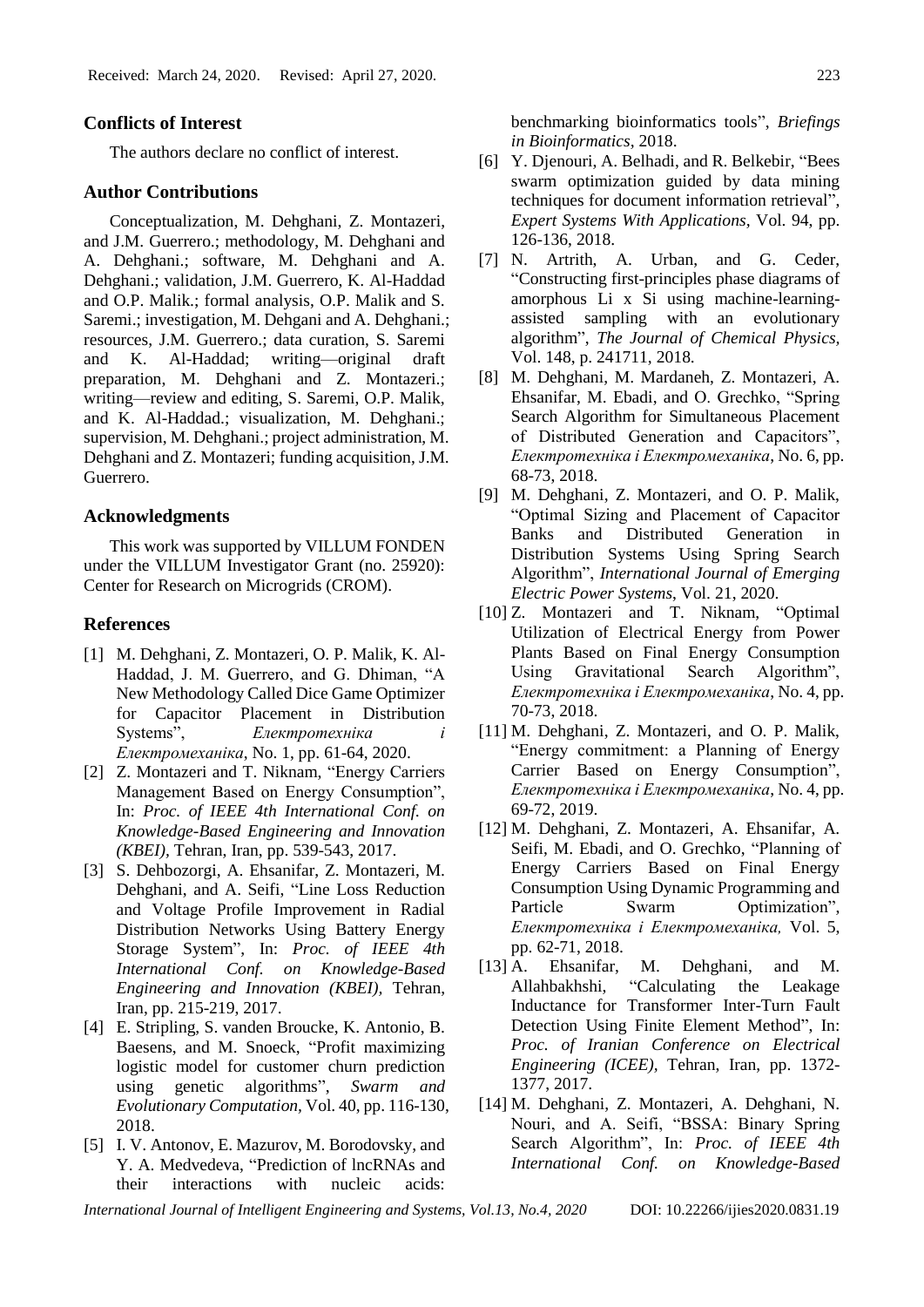## Conflicts of Interest

The authors declare no conflict of interest.

## Author Contributions

Conceptualization, M. Dehghani, Z. Montazeri, and J.M. Guerrero.; methodology, M. Dehghani and A. Dehghani.; software, M. Dehghani and A. Dehghani.; validation, J.M. Guerrero, K. Al-Haddad and O.P. Malik.; formal analysis, O.P. Malik and S. Saremi.; investigation, M. Dehgani and A. Dehghani.; resources, J.M. Guerrero.; data curation, S. Saremi and K. Al-Haddad; writing—original draft preparation, M. Dehghani and Z. Montazeri.; writing—review and editing, S. Saremi, O.P. Malik, and K. Al-Haddad.; visualization, M. Dehghani.; supervision, M. Dehghani.; project administration, M. Dehghani and Z. Montazeri; funding acquisition, J.M. Guerrero.

## Acknowledgments

This work was supported by VILLUM FONDEN under the VILLUM Investigator Grant (no. 25920): Center for Research on Microgrids (CROM).

## References

[1] M. Dehghani, Z. Montazeri, O. P. Malik, K. Al-Haddad, J. M. Guerrero, and G. Dhiman, "A New Methodology Called Dice Game Optimizer for Capacitor Placement in Distribution Systems", *Електротехніка і Електромеханіка*, No. 1, pp. 61-64, 2020.

[2] Z. Montazeri and T. Niknam, "Energy Carriers Management Based on Energy Consumption", In: *Proc. of IEEE 4th International Conf. on Knowledge-Based Engineering and Innovation (KBEI)*, Tehran, Iran, pp. 539-543, 2017.

[3] S. Dehbozorgi, A. Ehsanifar, Z. Montazeri, M. Dehghani, and A. Seifi, "Line Loss Reduction and Voltage Profile Improvement in Radial Distribution Networks Using Battery Energy Storage System", In: *Proc. of IEEE 4th International Conf. on Knowledge-Based Engineering and Innovation (KBEI)*, Tehran, Iran, pp. 215-219, 2017.

[4] E. Stripling, S. vanden Broucke, K. Antonio, B. Baesens, and M. Snoeck, "Profit maximizing logistic model for customer churn prediction using genetic algorithms", *Swarm and Evolutionary Computation*, Vol. 40, pp. 116-130, 2018.

[5] I. V. Antonov, E. Mazurov, M. Borodovsky, and Y. A. Medvedeva, "Prediction of lncRNAs and their interactions with nucleic acids: benchmarking bioinformatics tools", *Briefings in Bioinformatics*, 2018.

[6] Y. Djenouri, A. Belhadi, and R. Belkebir, "Bees swarm optimization guided by data mining techniques for document information retrieval", *Expert Systems With Applications*, Vol. 94, pp. 126-136, 2018.

[7] N. Artrith, A. Urban, and G. Ceder, "Constructing first-principles phase diagrams of amorphous Li x Si using machine-learning-assisted sampling with an evolutionary algorithm", *The Journal of Chemical Physics*, Vol. 148, p. 241711, 2018.

[8] M. Dehghani, M. Mardaneh, Z. Montazeri, A. Ehsanifar, M. Ebadi, and O. Grechko, "Spring Search Algorithm for Simultaneous Placement of Distributed Generation and Capacitors", *Електротехніка і Електромеханіка*, No. 6, pp. 68-73, 2018.

[9] M. Dehghani, Z. Montazeri, and O. P. Malik, "Optimal Sizing and Placement of Capacitor Banks and Distributed Generation in Distribution Systems Using Spring Search Algorithm", *International Journal of Emerging Electric Power Systems*, Vol. 21, 2020.

[10] Z. Montazeri and T. Niknam, "Optimal Utilization of Electrical Energy from Power Plants Based on Final Energy Consumption Using Gravitational Search Algorithm", *Електротехніка і Електромеханіка*, No. 4, pp. 70-73, 2018.

[11] M. Dehghani, Z. Montazeri, and O. P. Malik, "Energy commitment: a Planning of Energy Carrier Based on Energy Consumption", *Електротехніка і Електромеханіка*, No. 4, pp. 69-72, 2019.

[12] M. Dehghani, Z. Montazeri, A. Ehsanifar, A. Seifi, M. Ebadi, and O. Grechko, "Planning of Energy Carriers Based on Final Energy Consumption Using Dynamic Programming and Particle Swarm Optimization", *Електротехніка і Електромеханіка,* Vol. 5, pp. 62-71, 2018.

[13] A. Ehsanifar, M. Dehghani, and M. Allahbakhshi, "Calculating the Leakage Inductance for Transformer Inter-Turn Fault Detection Using Finite Element Method", In: *Proc. of Iranian Conference on Electrical Engineering (ICEE)*, Tehran, Iran, pp. 1372-1377, 2017.

[14] M. Dehghani, Z. Montazeri, A. Dehghani, N. Nouri, and A. Seifi, "BSSA: Binary Spring Search Algorithm", In: *Proc. of IEEE 4th International Conf. on Knowledge-Based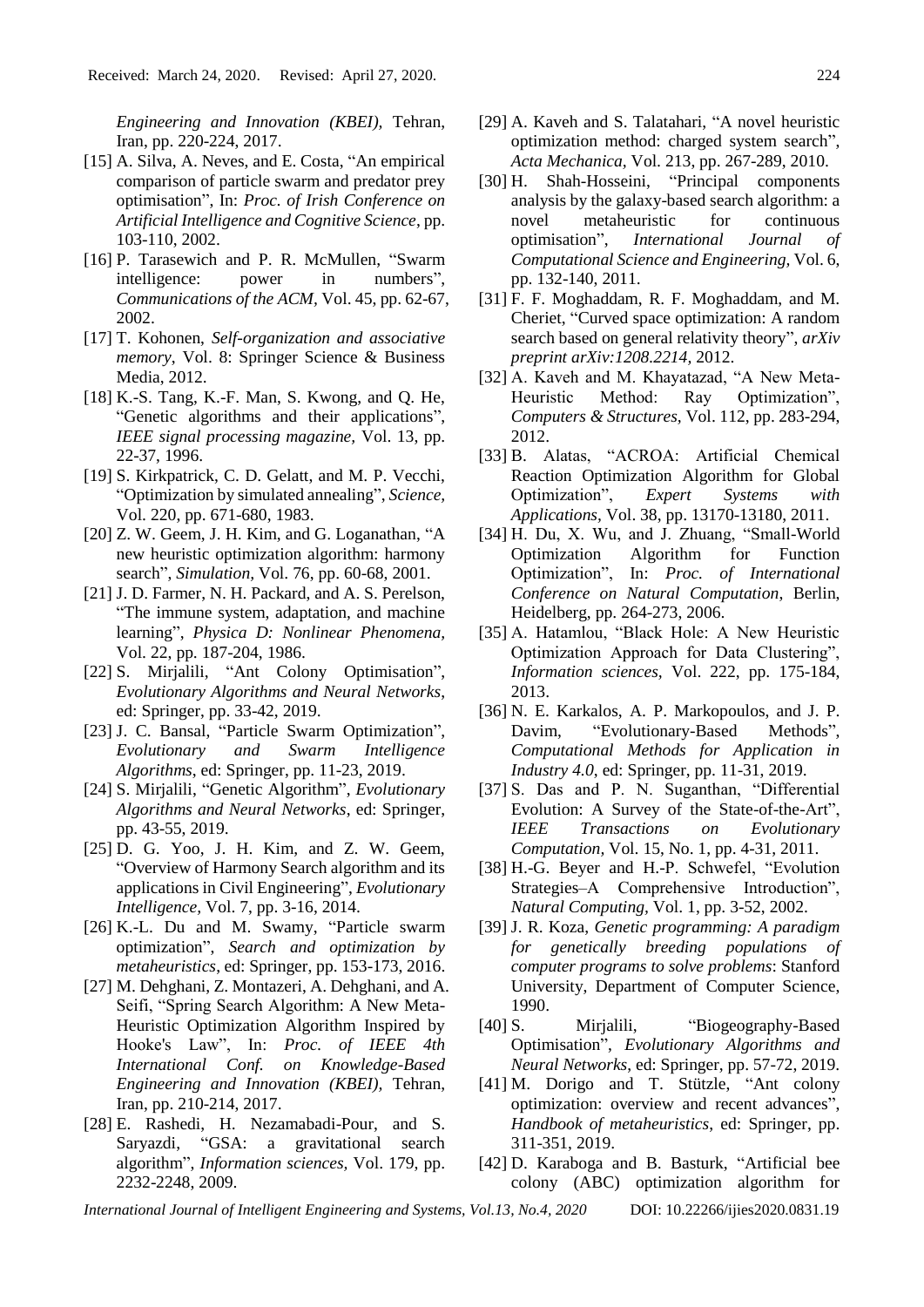*Engineering and Innovation (KBEI)*, Tehran, Iran, pp. 220-224, 2017.

[15] A. Silva, A. Neves, and E. Costa, "An empirical comparison of particle swarm and predator prey optimisation", In: *Proc. of Irish Conference on Artificial Intelligence and Cognitive Science*, pp. 103-110, 2002.

[16] P. Tarasewich and P. R. McMullen, "Swarm intelligence: power in numbers", *Communications of the ACM*, Vol. 45, pp. 62-67, 2002.

[17] T. Kohonen, *Self-organization and associative memory*, Vol. 8: Springer Science & Business Media, 2012.

[18] K.-S. Tang, K.-F. Man, S. Kwong, and Q. He, "Genetic algorithms and their applications", *IEEE signal processing magazine*, Vol. 13, pp. 22-37, 1996.

[19] S. Kirkpatrick, C. D. Gelatt, and M. P. Vecchi, "Optimization by simulated annealing", *Science*, Vol. 220, pp. 671-680, 1983.

[20] Z. W. Geem, J. H. Kim, and G. Loganathan, "A new heuristic optimization algorithm: harmony search", *Simulation*, Vol. 76, pp. 60-68, 2001.

[21] J. D. Farmer, N. H. Packard, and A. S. Perelson, "The immune system, adaptation, and machine learning", *Physica D: Nonlinear Phenomena*, Vol. 22, pp. 187-204, 1986.

[22] S. Mirjalili, "Ant Colony Optimisation", *Evolutionary Algorithms and Neural Networks*, ed: Springer, pp. 33-42, 2019.

[23] J. C. Bansal, "Particle Swarm Optimization", *Evolutionary and Swarm Intelligence Algorithms*, ed: Springer, pp. 11-23, 2019.

[24] S. Mirjalili, "Genetic Algorithm", *Evolutionary Algorithms and Neural Networks*, ed: Springer, pp. 43-55, 2019.

[25] D. G. Yoo, J. H. Kim, and Z. W. Geem, "Overview of Harmony Search algorithm and its applications in Civil Engineering", *Evolutionary Intelligence*, Vol. 7, pp. 3-16, 2014.

[26] K.-L. Du and M. Swamy, "Particle swarm optimization", *Search and optimization by metaheuristics*, ed: Springer, pp. 153-173, 2016.

[27] M. Dehghani, Z. Montazeri, A. Dehghani, and A. Seifi, "Spring Search Algorithm: A New Meta-Heuristic Optimization Algorithm Inspired by Hooke's Law", In: *Proc. of IEEE 4th International Conf. on Knowledge-Based Engineering and Innovation (KBEI)*, Tehran, Iran, pp. 210-214, 2017.

[28] E. Rashedi, H. Nezamabadi-Pour, and S. Saryazdi, "GSA: a gravitational search algorithm", *Information sciences*, Vol. 179, pp. 2232-2248, 2009.

[29] A. Kaveh and S. Talatahari, "A novel heuristic optimization method: charged system search", *Acta Mechanica*, Vol. 213, pp. 267-289, 2010.

[30] H. Shah-Hosseini, "Principal components analysis by the galaxy-based search algorithm: a novel metaheuristic for continuous optimisation", *International Journal of Computational Science and Engineering*, Vol. 6, pp. 132-140, 2011.

[31] F. F. Moghaddam, R. F. Moghaddam, and M. Cheriet, "Curved space optimization: A random search based on general relativity theory", *arXiv preprint arXiv:1208.2214*, 2012.

[32] A. Kaveh and M. Khayatazad, "A New Meta-Heuristic Method: Ray Optimization", *Computers & Structures*, Vol. 112, pp. 283-294, 2012.

[33] B. Alatas, "ACROA: Artificial Chemical Reaction Optimization Algorithm for Global Optimization", *Expert Systems with Applications*, Vol. 38, pp. 13170-13180, 2011.

[34] H. Du, X. Wu, and J. Zhuang, "Small-World Optimization Algorithm for Function Optimization", In: *Proc. of International Conference on Natural Computation*, Berlin, Heidelberg, pp. 264-273, 2006.

[35] A. Hatamlou, "Black Hole: A New Heuristic Optimization Approach for Data Clustering", *Information sciences*, Vol. 222, pp. 175-184, 2013.

[36] N. E. Karkalos, A. P. Markopoulos, and J. P. Davim, "Evolutionary-Based Methods", *Computational Methods for Application in Industry 4.0*, ed: Springer, pp. 11-31, 2019.

[37] S. Das and P. N. Suganthan, "Differential Evolution: A Survey of the State-of-the-Art", *IEEE Transactions on Evolutionary Computation*, Vol. 15, No. 1, pp. 4-31, 2011.

[38] H.-G. Beyer and H.-P. Schwefel, "Evolution Strategies–A Comprehensive Introduction", *Natural Computing*, Vol. 1, pp. 3-52, 2002.

[39] J. R. Koza, *Genetic programming: A paradigm for genetically breeding populations of computer programs to solve problems*: Stanford University, Department of Computer Science, 1990.

[40] S. Mirjalili, "Biogeography-Based Optimisation", *Evolutionary Algorithms and Neural Networks*, ed: Springer, pp. 57-72, 2019.

[41] M. Dorigo and T. Stützle, "Ant colony optimization: overview and recent advances", *Handbook of metaheuristics*, ed: Springer, pp. 311-351, 2019.

[42] D. Karaboga and B. Basturk, "Artificial bee colony (ABC) optimization algorithm for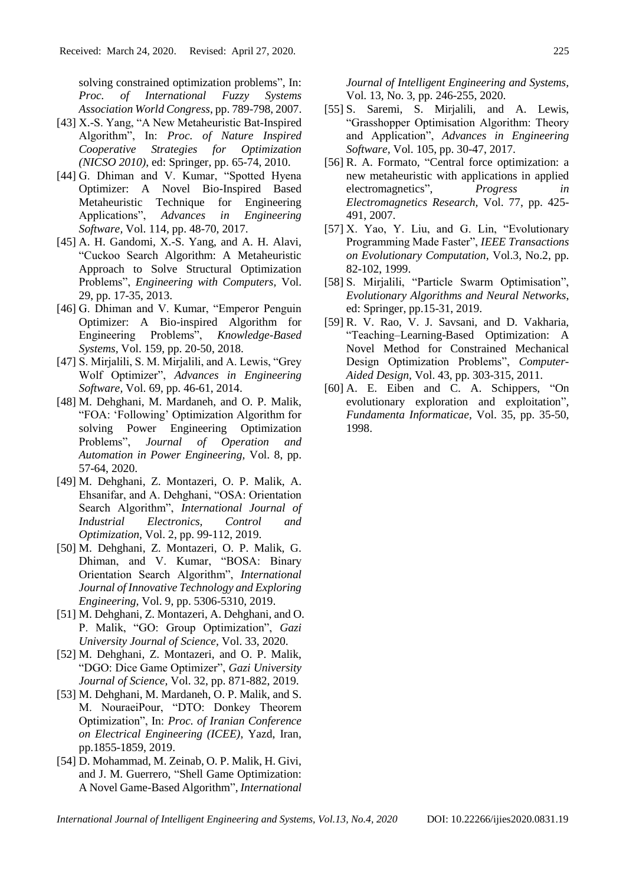solving constrained optimization problems", In: *Proc. of International Fuzzy Systems Association World Congress*, pp. 789-798, 2007.

[43] X.-S. Yang, "A New Metaheuristic Bat-Inspired Algorithm", In: *Proc. of Nature Inspired Cooperative Strategies for Optimization (NICSO 2010)*, ed: Springer, pp. 65-74, 2010.

[44] G. Dhiman and V. Kumar, "Spotted Hyena Optimizer: A Novel Bio-Inspired Based Metaheuristic Technique for Engineering Applications", *Advances in Engineering Software*, Vol. 114, pp. 48-70, 2017.

[45] A. H. Gandomi, X.-S. Yang, and A. H. Alavi, "Cuckoo Search Algorithm: A Metaheuristic Approach to Solve Structural Optimization Problems", *Engineering with Computers*, Vol. 29, pp. 17-35, 2013.

[46] G. Dhiman and V. Kumar, "Emperor Penguin Optimizer: A Bio-inspired Algorithm for Engineering Problems", *Knowledge-Based Systems*, Vol. 159, pp. 20-50, 2018.

[47] S. Mirjalili, S. M. Mirjalili, and A. Lewis, "Grey Wolf Optimizer", *Advances in Engineering Software*, Vol. 69, pp. 46-61, 2014.

[48] M. Dehghani, M. Mardaneh, and O. P. Malik, "FOA: 'Following' Optimization Algorithm for solving Power Engineering Optimization Problems", *Journal of Operation and Automation in Power Engineering*, Vol. 8, pp. 57-64, 2020.

[49] M. Dehghani, Z. Montazeri, O. P. Malik, A. Ehsanifar, and A. Dehghani, "OSA: Orientation Search Algorithm", *International Journal of Industrial Electronics, Control and Optimization*, Vol. 2, pp. 99-112, 2019.

[50] M. Dehghani, Z. Montazeri, O. P. Malik, G. Dhiman, and V. Kumar, "BOSA: Binary Orientation Search Algorithm", *International Journal of Innovative Technology and Exploring Engineering*, Vol. 9, pp. 5306-5310, 2019.

[51] M. Dehghani, Z. Montazeri, A. Dehghani, and O. P. Malik, "GO: Group Optimization", *Gazi University Journal of Science*, Vol. 33, 2020.

[52] M. Dehghani, Z. Montazeri, and O. P. Malik, "DGO: Dice Game Optimizer", *Gazi University Journal of Science*, Vol. 32, pp. 871-882, 2019.

[53] M. Dehghani, M. Mardaneh, O. P. Malik, and S. M. NouraeiPour, "DTO: Donkey Theorem Optimization", In: *Proc. of Iranian Conference on Electrical Engineering (ICEE)*, Yazd, Iran, pp.1855-1859, 2019.

[54] D. Mohammad, M. Zeinab, O. P. Malik, H. Givi, and J. M. Guerrero, "Shell Game Optimization: A Novel Game-Based Algorithm", *International Journal of Intelligent Engineering and Systems*, Vol. 13, No. 3, pp. 246-255, 2020.

[55] S. Saremi, S. Mirjalili, and A. Lewis, "Grasshopper Optimisation Algorithm: Theory and Application", *Advances in Engineering Software*, Vol. 105, pp. 30-47, 2017.

[56] R. A. Formato, "Central force optimization: a new metaheuristic with applications in applied electromagnetics", *Progress in Electromagnetics Research*, Vol. 77, pp. 425-491, 2007.

[57] X. Yao, Y. Liu, and G. Lin, "Evolutionary Programming Made Faster", *IEEE Transactions on Evolutionary Computation*, Vol.3, No.2, pp. 82-102, 1999.

[58] S. Mirjalili, "Particle Swarm Optimisation", *Evolutionary Algorithms and Neural Networks*, ed: Springer, pp.15-31, 2019.

[59] R. V. Rao, V. J. Savsani, and D. Vakharia, "Teaching–Learning-Based Optimization: A Novel Method for Constrained Mechanical Design Optimization Problems", *Computer-Aided Design*, Vol. 43, pp. 303-315, 2011.

[60] A. E. Eiben and C. A. Schippers, "On evolutionary exploration and exploitation", *Fundamenta Informaticae*, Vol. 35, pp. 35-50, 1998.